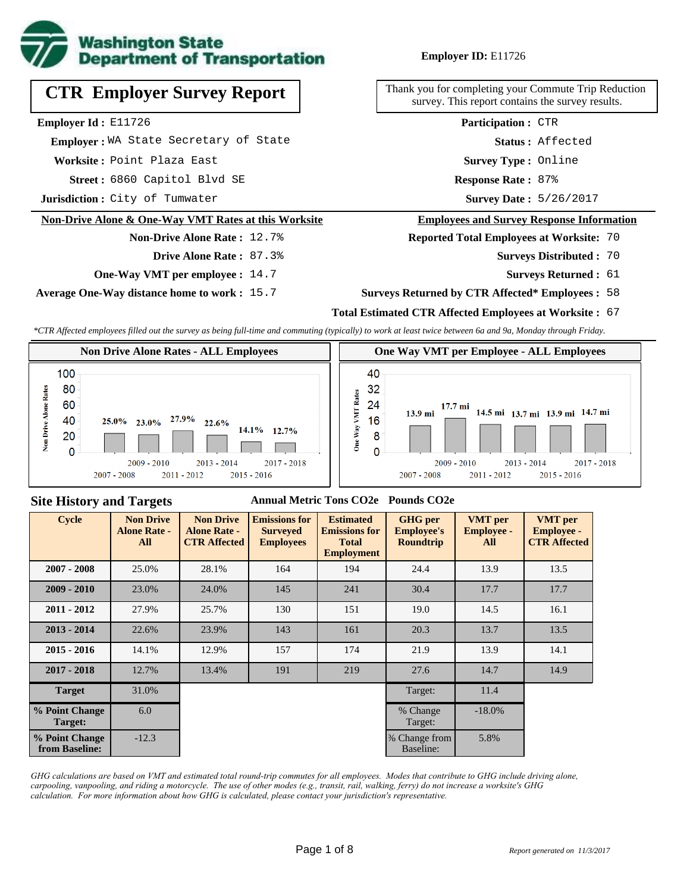**Washington State Department of Transportation**

**Employer ID:** E11726

# CTR Employer Survey Report

Thank you for completing your Commute Trip Reduction survey. This report contains the survey results.

**Employer Id :** E11726
**Employer :** WA State Secretary of State
**Worksite :** Point Plaza East
**Street :** 6860 Capitol Blvd SE
**Jurisdiction :** City of Tumwater

**Participation :** CTR
**Status :** Affected
**Survey Type :** Online
**Response Rate :** 87%
**Survey Date :** 5/26/2017

## Non-Drive Alone & One-Way VMT Rates at this Worksite

**Non-Drive Alone Rate :** 12.7%
**Drive Alone Rate :** 87.3%
**One-Way VMT per employee :** 14.7
**Average One-Way distance home to work :** 15.7

## Employees and Survey Response Information

**Reported Total Employees at Worksite:** 70
**Surveys Distributed :** 70
**Surveys Returned :** 61
**Surveys Returned by CTR Affected* Employees :** 58
**Total Estimated CTR Affected Employees at Worksite :** 67

*CTR Affected employees filled out the survey as being full-time and commuting (typically) to work at least twice between 6a and 9a, Monday through Friday.*

### Non Drive Alone Rates - ALL Employees

| 2007 - 2008 | 2009 - 2010 | 2011 - 2012 | 2013 - 2014 | 2015 - 2016 | 2017 - 2018 |
|---|---|---|---|---|---|
| 25.0% | 23.0% | 27.9% | 22.6% | 14.1% | 12.7% |

### One Way VMT per Employee - ALL Employees

| 2007 - 2008 | 2009 - 2010 | 2011 - 2012 | 2013 - 2014 | 2015 - 2016 | 2017 - 2018 |
|---|---|---|---|---|---|
| 13.9 mi | 17.7 mi | 14.5 mi | 13.7 mi | 13.9 mi | 14.7 mi |

## Site History and Targets

| Cycle | Non Drive Alone Rate - All | Non Drive Alone Rate - CTR Affected | Emissions for Surveyed Employees (Annual Metric Tons CO2e) | Estimated Emissions for Total Employment (Annual Metric Tons CO2e) | GHG per Employee's Roundtrip (Pounds CO2e) | VMT per Employee - All | VMT per Employee - CTR Affected |
|---|---|---|---|---|---|---|---|
| 2007 - 2008 | 25.0% | 28.1% | 164 | 194 | 24.4 | 13.9 | 13.5 |
| 2009 - 2010 | 23.0% | 24.0% | 145 | 241 | 30.4 | 17.7 | 17.7 |
| 2011 - 2012 | 27.9% | 25.7% | 130 | 151 | 19.0 | 14.5 | 16.1 |
| 2013 - 2014 | 22.6% | 23.9% | 143 | 161 | 20.3 | 13.7 | 13.5 |
| 2015 - 2016 | 14.1% | 12.9% | 157 | 174 | 21.9 | 13.9 | 14.1 |
| 2017 - 2018 | 12.7% | 13.4% | 191 | 219 | 27.6 | 14.7 | 14.9 |
| Target | 31.0% | | | | Target: | 11.4 | |
| % Point Change Target: | 6.0 | | | | % Change Target: | -18.0% | |
| % Point Change from Baseline: | -12.3 | | | | % Change from Baseline: | 5.8% | |

*GHG calculations are based on VMT and estimated total round-trip commutes for all employees. Modes that contribute to GHG include driving alone, carpooling, vanpooling, and riding a motorcycle. The use of other modes (e.g., transit, rail, walking, ferry) do not increase a worksite's GHG calculation. For more information about how GHG is calculated, please contact your jurisdiction's representative.*

*Report generated on 11/3/2017*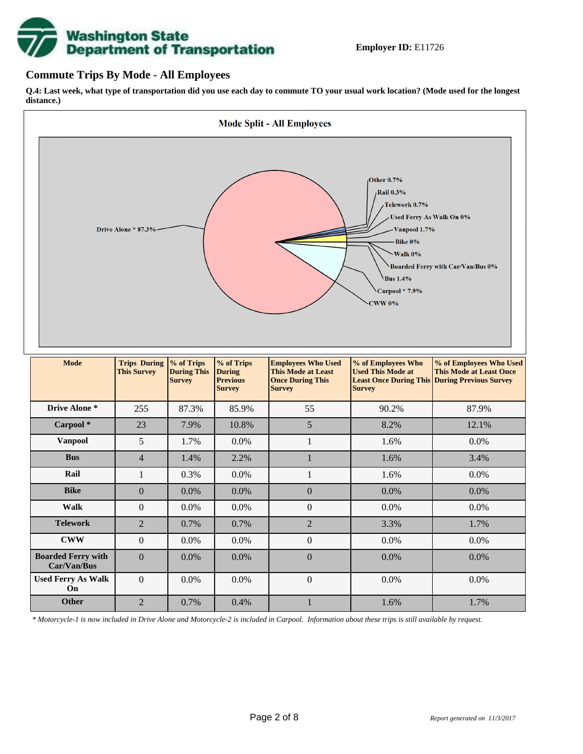**Employer ID:** E11726

## Commute Trips By Mode - All Employees

**Q.4: Last week, what type of transportation did you use each day to commute TO your usual work location? (Mode used for the longest distance.)**

**Mode Split - All Employees**

Drive Alone * 87.3%, Other 0.7%, Rail 0.3%, Telework 0.7%, Used Ferry As Walk On 0%, Vanpool 1.7%, Bike 0%, Walk 0%, Boarded Ferry with Car/Van/Bus 0%, Bus 1.4%, Carpool * 7.9%, CWW 0%

| Mode | Trips During This Survey | % of Trips During This Survey | % of Trips During Previous Survey | Employees Who Used This Mode at Least Once During This Survey | % of Employees Who Used This Mode at Least Once During This Survey | % of Employees Who Used This Mode at Least Once During Previous Survey |
|---|---|---|---|---|---|---|
| Drive Alone * | 255 | 87.3% | 85.9% | 55 | 90.2% | 87.9% |
| Carpool * | 23 | 7.9% | 10.8% | 5 | 8.2% | 12.1% |
| Vanpool | 5 | 1.7% | 0.0% | 1 | 1.6% | 0.0% |
| Bus | 4 | 1.4% | 2.2% | 1 | 1.6% | 3.4% |
| Rail | 1 | 0.3% | 0.0% | 1 | 1.6% | 0.0% |
| Bike | 0 | 0.0% | 0.0% | 0 | 0.0% | 0.0% |
| Walk | 0 | 0.0% | 0.0% | 0 | 0.0% | 0.0% |
| Telework | 2 | 0.7% | 0.7% | 2 | 3.3% | 1.7% |
| CWW | 0 | 0.0% | 0.0% | 0 | 0.0% | 0.0% |
| Boarded Ferry with Car/Van/Bus | 0 | 0.0% | 0.0% | 0 | 0.0% | 0.0% |
| Used Ferry As Walk On | 0 | 0.0% | 0.0% | 0 | 0.0% | 0.0% |
| Other | 2 | 0.7% | 0.4% | 1 | 1.6% | 1.7% |

*\* Motorcycle-1 is now included in Drive Alone and Motorcycle-2 is included in Carpool. Information about these trips is still available by request.*

*Report generated on 11/3/2017*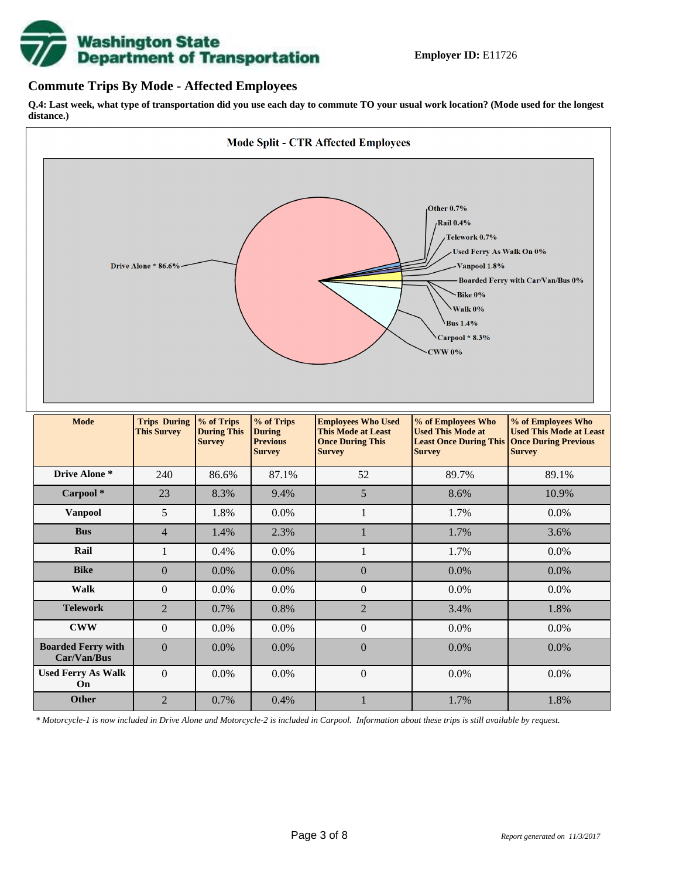**Employer ID:** E11726

## Commute Trips By Mode - Affected Employees

**Q.4: Last week, what type of transportation did you use each day to commute TO your usual work location? (Mode used for the longest distance.)**

**Mode Split - CTR Affected Employees**

Drive Alone * 86.6%
Other 0.7%
Rail 0.4%
Telework 0.7%
Used Ferry As Walk On 0%
Vanpool 1.8%
Boarded Ferry with Car/Van/Bus 0%
Bike 0%
Walk 0%
Bus 1.4%
Carpool * 8.3%
CWW 0%

| Mode | Trips During This Survey | % of Trips During This Survey | % of Trips During Previous Survey | Employees Who Used This Mode at Least Once During This Survey | % of Employees Who Used This Mode at Least Once During This Survey | % of Employees Who Used This Mode at Least Once During Previous Survey |
|---|---|---|---|---|---|---|
| Drive Alone * | 240 | 86.6% | 87.1% | 52 | 89.7% | 89.1% |
| Carpool * | 23 | 8.3% | 9.4% | 5 | 8.6% | 10.9% |
| Vanpool | 5 | 1.8% | 0.0% | 1 | 1.7% | 0.0% |
| Bus | 4 | 1.4% | 2.3% | 1 | 1.7% | 3.6% |
| Rail | 1 | 0.4% | 0.0% | 1 | 1.7% | 0.0% |
| Bike | 0 | 0.0% | 0.0% | 0 | 0.0% | 0.0% |
| Walk | 0 | 0.0% | 0.0% | 0 | 0.0% | 0.0% |
| Telework | 2 | 0.7% | 0.8% | 2 | 3.4% | 1.8% |
| CWW | 0 | 0.0% | 0.0% | 0 | 0.0% | 0.0% |
| Boarded Ferry with Car/Van/Bus | 0 | 0.0% | 0.0% | 0 | 0.0% | 0.0% |
| Used Ferry As Walk On | 0 | 0.0% | 0.0% | 0 | 0.0% | 0.0% |
| Other | 2 | 0.7% | 0.4% | 1 | 1.7% | 1.8% |

*\* Motorcycle-1 is now included in Drive Alone and Motorcycle-2 is included in Carpool. Information about these trips is still available by request.*

*Report generated on 11/3/2017*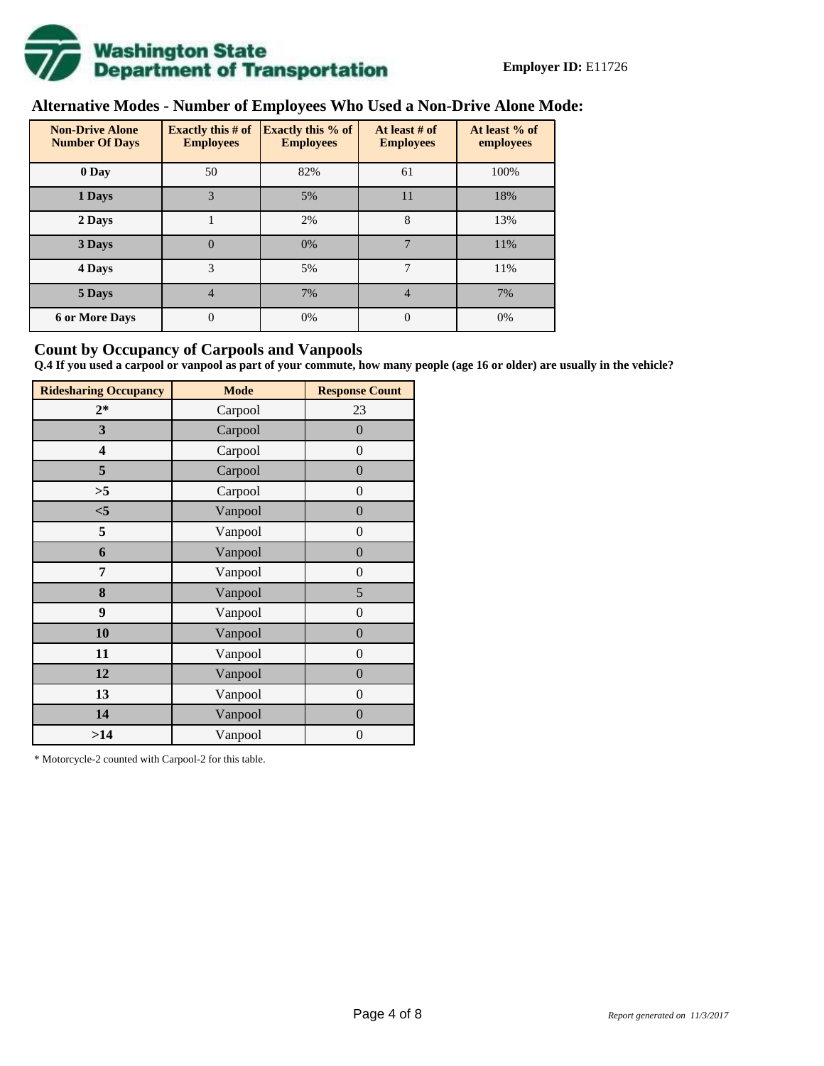**Employer ID:** E11726

## Alternative Modes - Number of Employees Who Used a Non-Drive Alone Mode:

| Non-Drive Alone Number Of Days | Exactly this # of Employees | Exactly this % of Employees | At least # of Employees | At least % of employees |
|---|---|---|---|---|
| 0 Day | 50 | 82% | 61 | 100% |
| 1 Days | 3 | 5% | 11 | 18% |
| 2 Days | 1 | 2% | 8 | 13% |
| 3 Days | 0 | 0% | 7 | 11% |
| 4 Days | 3 | 5% | 7 | 11% |
| 5 Days | 4 | 7% | 4 | 7% |
| 6 or More Days | 0 | 0% | 0 | 0% |

## Count by Occupancy of Carpools and Vanpools

**Q.4 If you used a carpool or vanpool as part of your commute, how many people (age 16 or older) are usually in the vehicle?**

| Ridesharing Occupancy | Mode | Response Count |
|---|---|---|
| 2* | Carpool | 23 |
| 3 | Carpool | 0 |
| 4 | Carpool | 0 |
| 5 | Carpool | 0 |
| >5 | Carpool | 0 |
| <5 | Vanpool | 0 |
| 5 | Vanpool | 0 |
| 6 | Vanpool | 0 |
| 7 | Vanpool | 0 |
| 8 | Vanpool | 5 |
| 9 | Vanpool | 0 |
| 10 | Vanpool | 0 |
| 11 | Vanpool | 0 |
| 12 | Vanpool | 0 |
| 13 | Vanpool | 0 |
| 14 | Vanpool | 0 |
| >14 | Vanpool | 0 |

* Motorcycle-2 counted with Carpool-2 for this table.

*Report generated on 11/3/2017*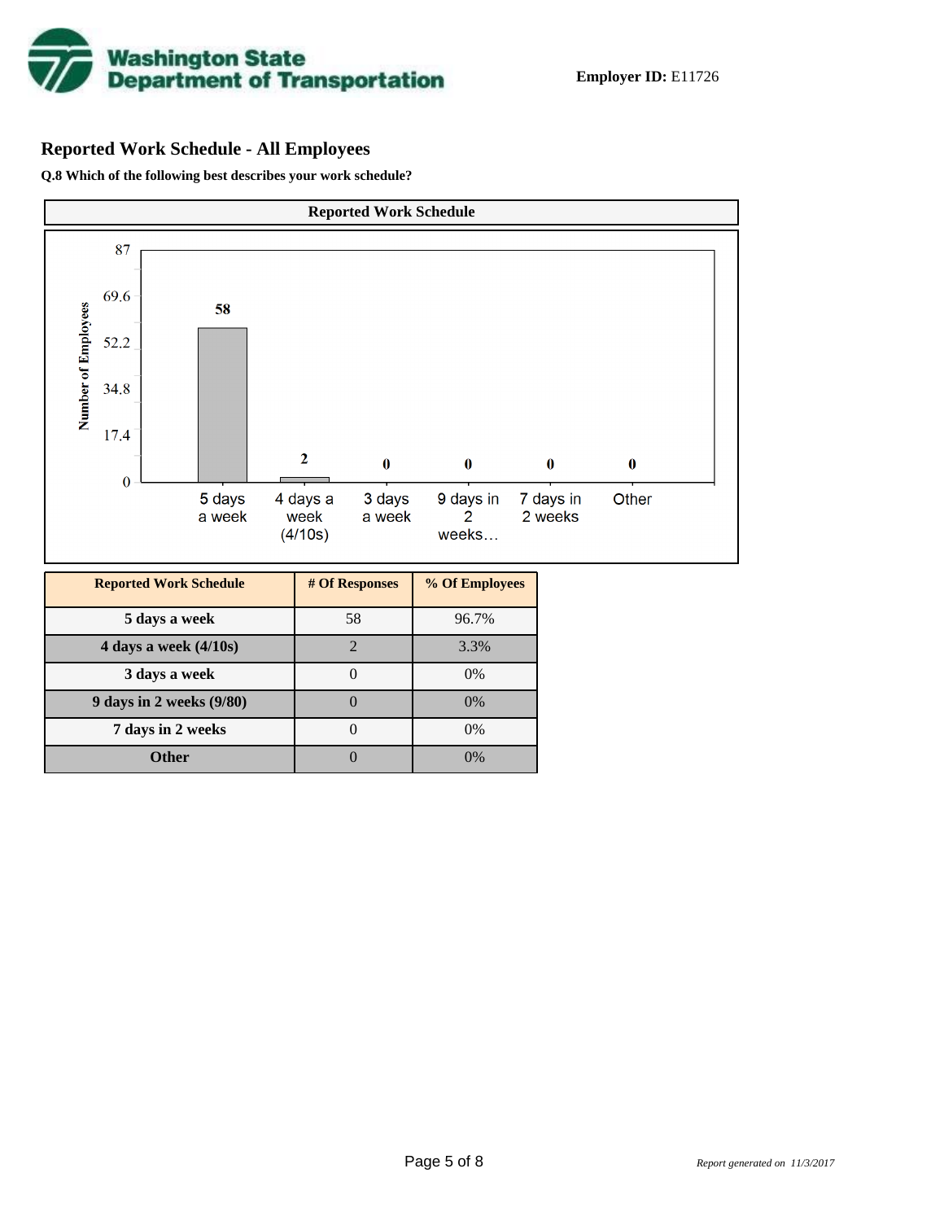**Employer ID:** E11726

## Reported Work Schedule - All Employees

**Q.8 Which of the following best describes your work schedule?**

**Reported Work Schedule**

| Reported Work Schedule | # Of Responses | % Of Employees |
|---|---|---|
| 5 days a week | 58 | 96.7% |
| 4 days a week (4/10s) | 2 | 3.3% |
| 3 days a week | 0 | 0% |
| 9 days in 2 weeks (9/80) | 0 | 0% |
| 7 days in 2 weeks | 0 | 0% |
| Other | 0 | 0% |

*Report generated on 11/3/2017*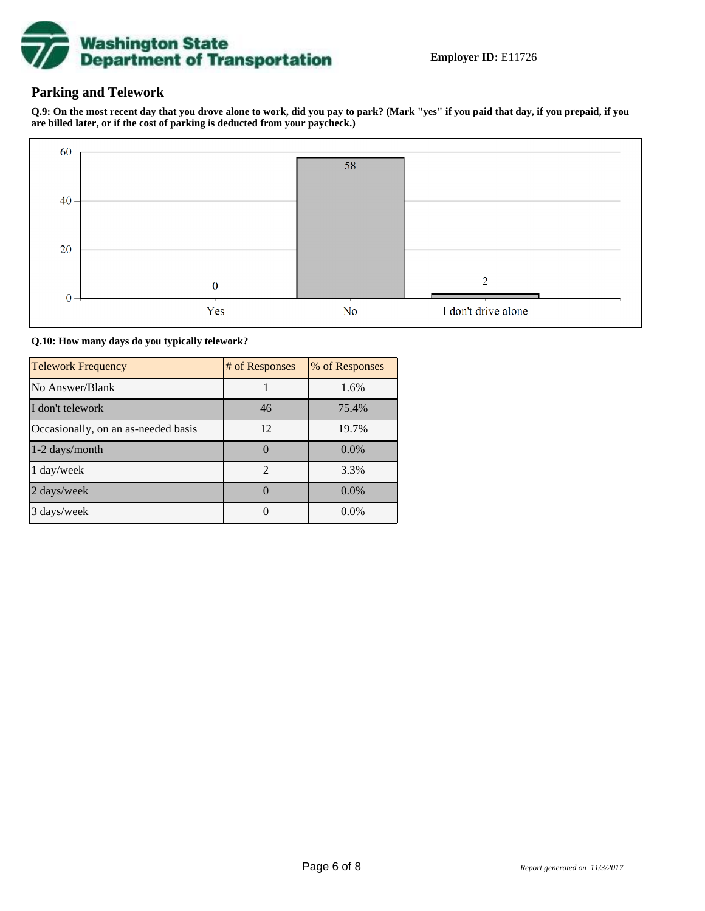**Employer ID:** E11726

## Parking and Telework

**Q.9: On the most recent day that you drove alone to work, did you pay to park? (Mark "yes" if you paid that day, if you prepaid, if you are billed later, or if the cost of parking is deducted from your paycheck.)**

| Response | Count |
| --- | --- |
| Yes | 0 |
| No | 58 |
| I don't drive alone | 2 |

**Q.10: How many days do you typically telework?**

| Telework Frequency | # of Responses | % of Responses |
| --- | --- | --- |
| No Answer/Blank | 1 | 1.6% |
| I don't telework | 46 | 75.4% |
| Occasionally, on an as-needed basis | 12 | 19.7% |
| 1-2 days/month | 0 | 0.0% |
| 1 day/week | 2 | 3.3% |
| 2 days/week | 0 | 0.0% |
| 3 days/week | 0 | 0.0% |

*Report generated on 11/3/2017*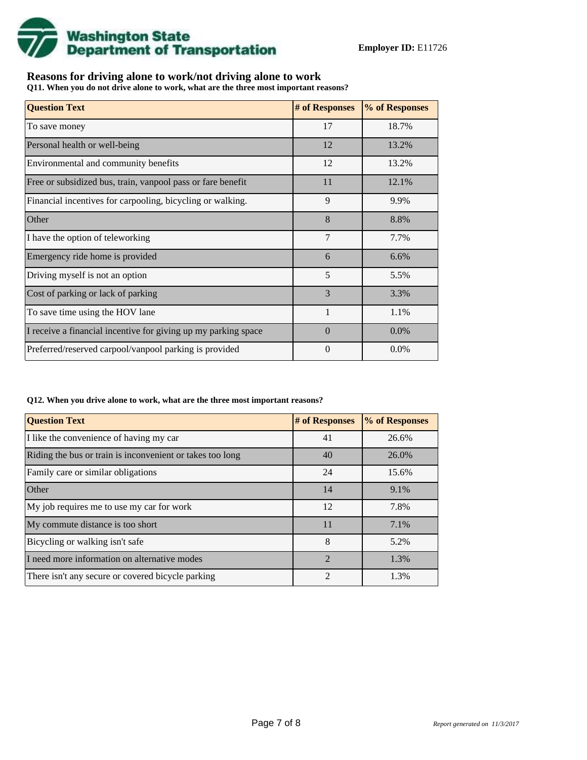**Employer ID:** E11726

## Reasons for driving alone to work/not driving alone to work

**Q11. When you do not drive alone to work, what are the three most important reasons?**

| Question Text | # of Responses | % of Responses |
|---|---|---|
| To save money | 17 | 18.7% |
| Personal health or well-being | 12 | 13.2% |
| Environmental and community benefits | 12 | 13.2% |
| Free or subsidized bus, train, vanpool pass or fare benefit | 11 | 12.1% |
| Financial incentives for carpooling, bicycling or walking. | 9 | 9.9% |
| Other | 8 | 8.8% |
| I have the option of teleworking | 7 | 7.7% |
| Emergency ride home is provided | 6 | 6.6% |
| Driving myself is not an option | 5 | 5.5% |
| Cost of parking or lack of parking | 3 | 3.3% |
| To save time using the HOV lane | 1 | 1.1% |
| I receive a financial incentive for giving up my parking space | 0 | 0.0% |
| Preferred/reserved carpool/vanpool parking is provided | 0 | 0.0% |

**Q12. When you drive alone to work, what are the three most important reasons?**

| Question Text | # of Responses | % of Responses |
|---|---|---|
| I like the convenience of having my car | 41 | 26.6% |
| Riding the bus or train is inconvenient or takes too long | 40 | 26.0% |
| Family care or similar obligations | 24 | 15.6% |
| Other | 14 | 9.1% |
| My job requires me to use my car for work | 12 | 7.8% |
| My commute distance is too short | 11 | 7.1% |
| Bicycling or walking isn't safe | 8 | 5.2% |
| I need more information on alternative modes | 2 | 1.3% |
| There isn't any secure or covered bicycle parking | 2 | 1.3% |

*Report generated on 11/3/2017*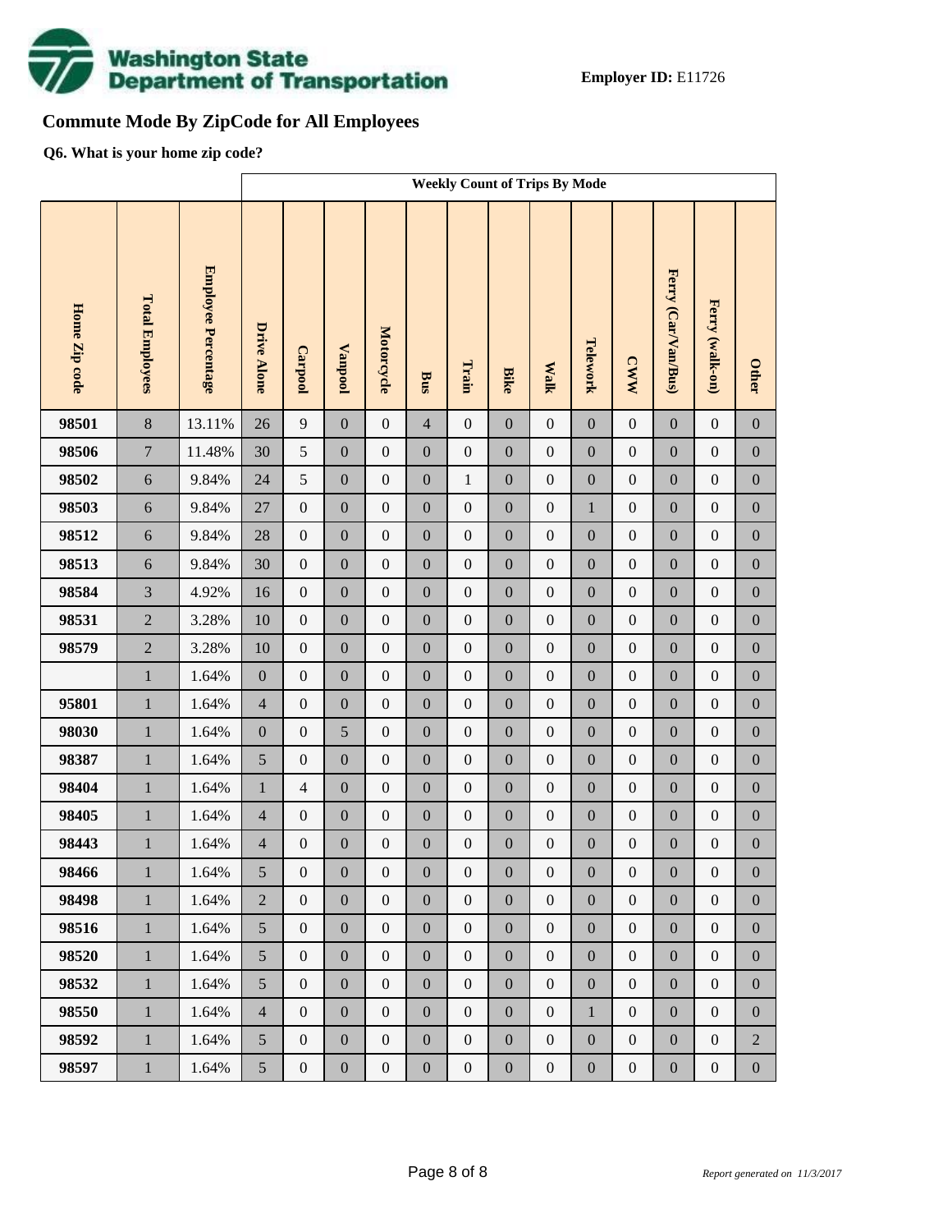**Employer ID:** E11726

## Commute Mode By ZipCode for All Employees

**Q6. What is your home zip code?**

| | | | Weekly Count of Trips By Mode | | | | | | | | | | | | |
|---|---|---|---|---|---|---|---|---|---|---|---|---|---|---|---|
| Home Zip code | Total Employees | Employee Percentage | Drive Alone | Carpool | Vanpool | Motorcycle | Bus | Train | Bike | Walk | Telework | CWW | Ferry (Car/Van/Bus) | Ferry (walk-on) | Other |
| 98501 | 8 | 13.11% | 26 | 9 | 0 | 0 | 4 | 0 | 0 | 0 | 0 | 0 | 0 | 0 | 0 |
| 98506 | 7 | 11.48% | 30 | 5 | 0 | 0 | 0 | 0 | 0 | 0 | 0 | 0 | 0 | 0 | 0 |
| 98502 | 6 | 9.84% | 24 | 5 | 0 | 0 | 0 | 1 | 0 | 0 | 0 | 0 | 0 | 0 | 0 |
| 98503 | 6 | 9.84% | 27 | 0 | 0 | 0 | 0 | 0 | 0 | 0 | 1 | 0 | 0 | 0 | 0 |
| 98512 | 6 | 9.84% | 28 | 0 | 0 | 0 | 0 | 0 | 0 | 0 | 0 | 0 | 0 | 0 | 0 |
| 98513 | 6 | 9.84% | 30 | 0 | 0 | 0 | 0 | 0 | 0 | 0 | 0 | 0 | 0 | 0 | 0 |
| 98584 | 3 | 4.92% | 16 | 0 | 0 | 0 | 0 | 0 | 0 | 0 | 0 | 0 | 0 | 0 | 0 |
| 98531 | 2 | 3.28% | 10 | 0 | 0 | 0 | 0 | 0 | 0 | 0 | 0 | 0 | 0 | 0 | 0 |
| 98579 | 2 | 3.28% | 10 | 0 | 0 | 0 | 0 | 0 | 0 | 0 | 0 | 0 | 0 | 0 | 0 |
| | 1 | 1.64% | 0 | 0 | 0 | 0 | 0 | 0 | 0 | 0 | 0 | 0 | 0 | 0 | 0 |
| 95801 | 1 | 1.64% | 4 | 0 | 0 | 0 | 0 | 0 | 0 | 0 | 0 | 0 | 0 | 0 | 0 |
| 98030 | 1 | 1.64% | 0 | 0 | 5 | 0 | 0 | 0 | 0 | 0 | 0 | 0 | 0 | 0 | 0 |
| 98387 | 1 | 1.64% | 5 | 0 | 0 | 0 | 0 | 0 | 0 | 0 | 0 | 0 | 0 | 0 | 0 |
| 98404 | 1 | 1.64% | 1 | 4 | 0 | 0 | 0 | 0 | 0 | 0 | 0 | 0 | 0 | 0 | 0 |
| 98405 | 1 | 1.64% | 4 | 0 | 0 | 0 | 0 | 0 | 0 | 0 | 0 | 0 | 0 | 0 | 0 |
| 98443 | 1 | 1.64% | 4 | 0 | 0 | 0 | 0 | 0 | 0 | 0 | 0 | 0 | 0 | 0 | 0 |
| 98466 | 1 | 1.64% | 5 | 0 | 0 | 0 | 0 | 0 | 0 | 0 | 0 | 0 | 0 | 0 | 0 |
| 98498 | 1 | 1.64% | 2 | 0 | 0 | 0 | 0 | 0 | 0 | 0 | 0 | 0 | 0 | 0 | 0 |
| 98516 | 1 | 1.64% | 5 | 0 | 0 | 0 | 0 | 0 | 0 | 0 | 0 | 0 | 0 | 0 | 0 |
| 98520 | 1 | 1.64% | 5 | 0 | 0 | 0 | 0 | 0 | 0 | 0 | 0 | 0 | 0 | 0 | 0 |
| 98532 | 1 | 1.64% | 5 | 0 | 0 | 0 | 0 | 0 | 0 | 0 | 0 | 0 | 0 | 0 | 0 |
| 98550 | 1 | 1.64% | 4 | 0 | 0 | 0 | 0 | 0 | 0 | 0 | 1 | 0 | 0 | 0 | 0 |
| 98592 | 1 | 1.64% | 5 | 0 | 0 | 0 | 0 | 0 | 0 | 0 | 0 | 0 | 0 | 0 | 2 |
| 98597 | 1 | 1.64% | 5 | 0 | 0 | 0 | 0 | 0 | 0 | 0 | 0 | 0 | 0 | 0 | 0 |

*Report generated on 11/3/2017*